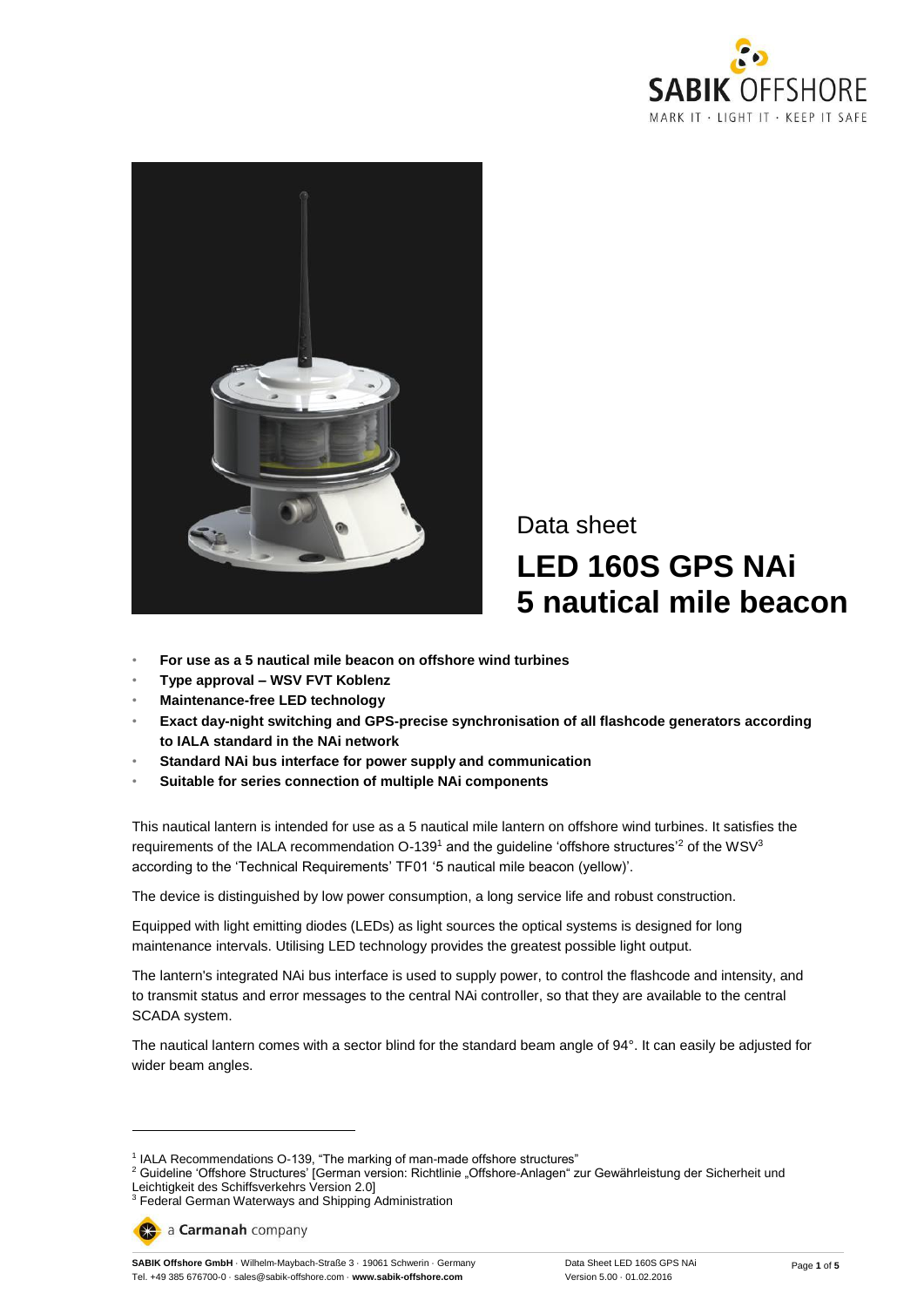Data sheet

# LED 160S GPS NAi 5 nautical mile beacon

- **For use as a 5 nautical mile beacon on offshore wind turbines**
- **Type approval – WSV FVT Koblenz**
- **Maintenance-free LED technology**
- **Exact day-night switching and GPS-precise synchronisation of all flashcode generators according to IALA standard in the NAi network**
- **Standard NAi bus interface for power supply and communication**
- **Suitable for series connection of multiple NAi components**

This nautical lantern is intended for use as a 5 nautical mile lantern on offshore wind turbines. It satisfies the requirements of the IALA recommendation O-139[1] and the guideline 'offshore structures'[2] of the WSV[3] according to the 'Technical Requirements' TF01 '5 nautical mile beacon (yellow)'.

The device is distinguished by low power consumption, a long service life and robust construction.

Equipped with light emitting diodes (LEDs) as light sources the optical systems is designed for long maintenance intervals. Utilising LED technology provides the greatest possible light output.

The lantern's integrated NAi bus interface is used to supply power, to control the flashcode and intensity, and to transmit status and error messages to the central NAi controller, so that they are available to the central SCADA system.

The nautical lantern comes with a sector blind for the standard beam angle of 94°. It can easily be adjusted for wider beam angles.

[1] IALA Recommendations O-139, "The marking of man-made offshore structures"
[2] Guideline 'Offshore Structures' [German version: Richtlinie „Offshore-Anlagen" zur Gewährleistung der Sicherheit und Leichtigkeit des Schiffsverkehrs Version 2.0]
[3] Federal German Waterways and Shipping Administration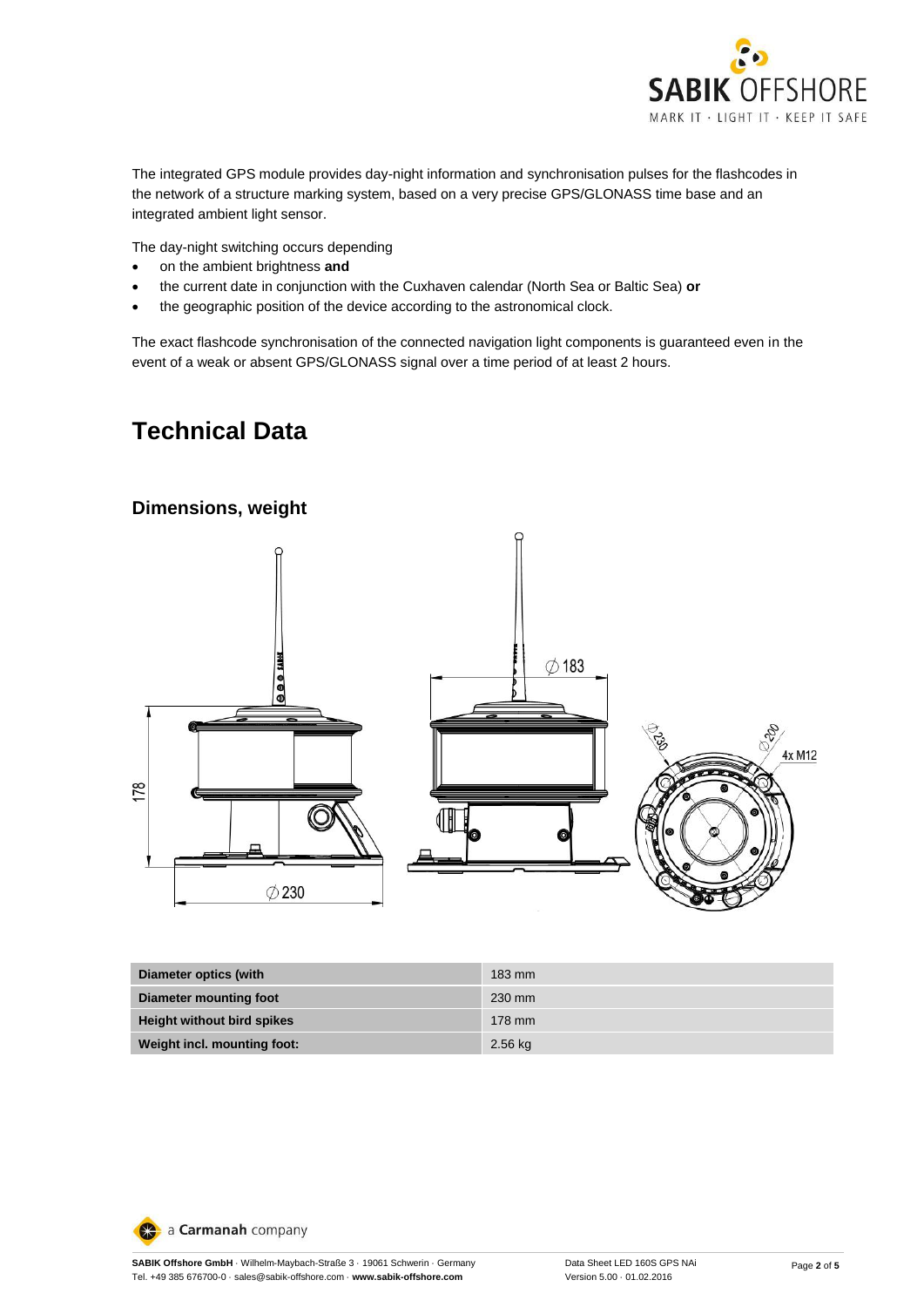The integrated GPS module provides day-night information and synchronisation pulses for the flashcodes in the network of a structure marking system, based on a very precise GPS/GLONASS time base and an integrated ambient light sensor.

The day-night switching occurs depending

- on the ambient brightness **and**
- the current date in conjunction with the Cuxhaven calendar (North Sea or Baltic Sea) **or**
- the geographic position of the device according to the astronomical clock.

The exact flashcode synchronisation of the connected navigation light components is guaranteed even in the event of a weak or absent GPS/GLONASS signal over a time period of at least 2 hours.

# Technical Data

## Dimensions, weight

| Diameter optics (with | 183 mm |
|---|---|
| Diameter mounting foot | 230 mm |
| Height without bird spikes | 178 mm |
| Weight incl. mounting foot: | 2.56 kg |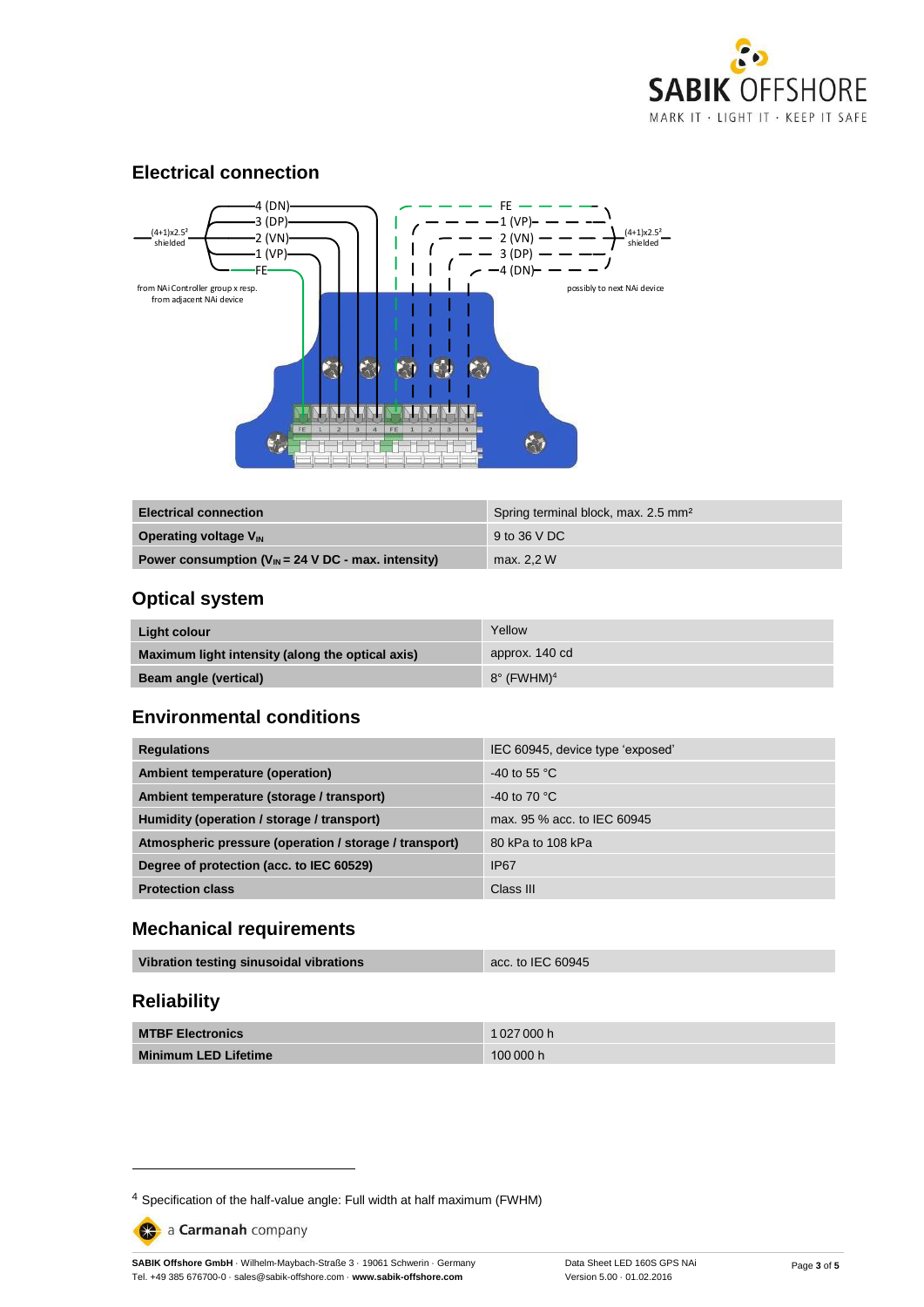## Electrical connection

4 (DN)
3 (DP)
2 (VN)
1 (VP)
FE

(4+1)x2.5² shielded

from NAi Controller group x resp. from adjacent NAi device

FE
1 (VP)
2 (VN)
3 (DP)
4 (DN)

(4+1)x2.5² shielded

possibly to next NAi device

| Electrical connection | Spring terminal block, max. 2.5 mm² |
|---|---|
| Operating voltage $V_{IN}$ | 9 to 36 V DC |
| Power consumption ($V_{IN}$ = 24 V DC - max. intensity) | max. 2,2 W |

## Optical system

| Light colour | Yellow |
|---|---|
| Maximum light intensity (along the optical axis) | approx. 140 cd |
| Beam angle (vertical) | 8° (FWHM)[4] |

## Environmental conditions

| Regulations | IEC 60945, device type 'exposed' |
|---|---|
| Ambient temperature (operation) | -40 to 55 °C |
| Ambient temperature (storage / transport) | -40 to 70 °C |
| Humidity (operation / storage / transport) | max. 95 % acc. to IEC 60945 |
| Atmospheric pressure (operation / storage / transport) | 80 kPa to 108 kPa |
| Degree of protection (acc. to IEC 60529) | IP67 |
| Protection class | Class III |

## Mechanical requirements

| Vibration testing sinusoidal vibrations | acc. to IEC 60945 |
|---|---|

## Reliability

| MTBF Electronics | 1 027 000 h |
|---|---|
| Minimum LED Lifetime | 100 000 h |

[4] Specification of the half-value angle: Full width at half maximum (FWHM)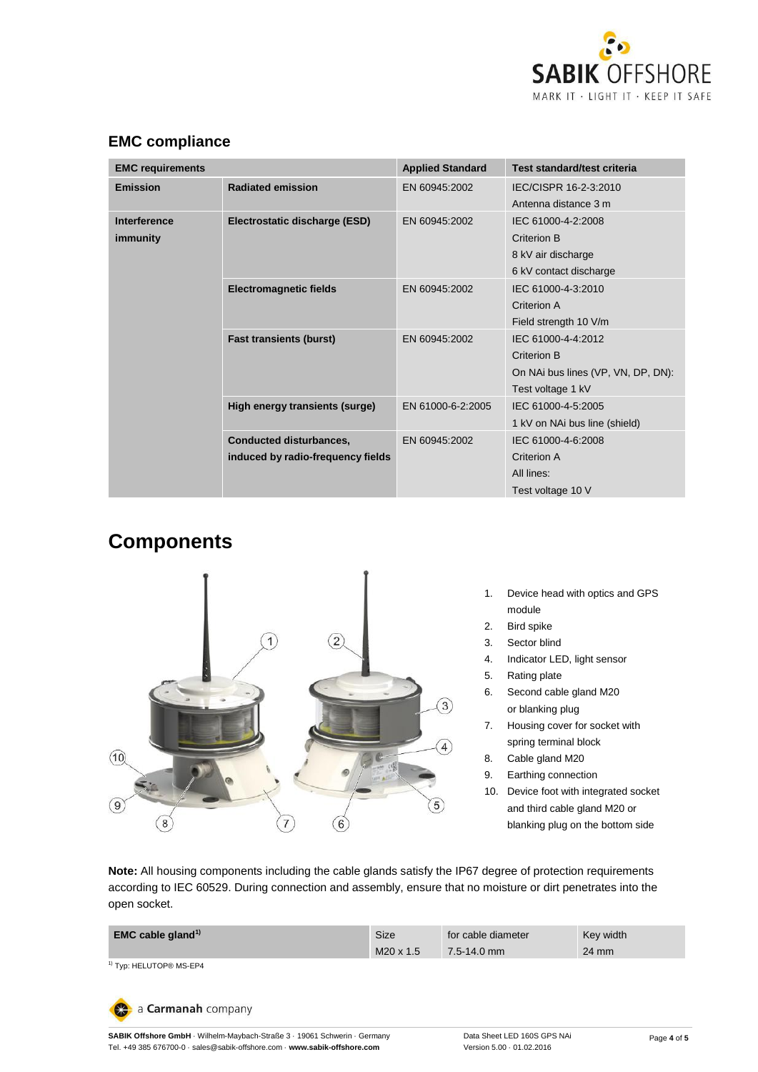## EMC compliance

| EMC requirements | | Applied Standard | Test standard/test criteria |
|---|---|---|---|
| **Emission** | **Radiated emission** | EN 60945:2002 | IEC/CISPR 16-2-3:2010<br>Antenna distance 3 m |
| **Interference immunity** | **Electrostatic discharge (ESD)** | EN 60945:2002 | IEC 61000-4-2:2008<br>Criterion B<br>8 kV air discharge<br>6 kV contact discharge |
| | **Electromagnetic fields** | EN 60945:2002 | IEC 61000-4-3:2010<br>Criterion A<br>Field strength 10 V/m |
| | **Fast transients (burst)** | EN 60945:2002 | IEC 61000-4-4:2012<br>Criterion B<br>On NAi bus lines (VP, VN, DP, DN):<br>Test voltage 1 kV |
| | **High energy transients (surge)** | EN 61000-6-2:2005 | IEC 61000-4-5:2005<br>1 kV on NAi bus line (shield) |
| | **Conducted disturbances, induced by radio-frequency fields** | EN 60945:2002 | IEC 61000-4-6:2008<br>Criterion A<br>All lines:<br>Test voltage 10 V |

# Components

1. Device head with optics and GPS module
2. Bird spike
3. Sector blind
4. Indicator LED, light sensor
5. Rating plate
6. Second cable gland M20 or blanking plug
7. Housing cover for socket with spring terminal block
8. Cable gland M20
9. Earthing connection
10. Device foot with integrated socket and third cable gland M20 or blanking plug on the bottom side

**Note:** All housing components including the cable glands satisfy the IP67 degree of protection requirements according to IEC 60529. During connection and assembly, ensure that no moisture or dirt penetrates into the open socket.

| **EMC cable gland**[1] | Size | for cable diameter | Key width |
|---|---|---|---|
| | M20 x 1.5 | 7.5-14.0 mm | 24 mm |

[1] Typ: HELUTOP® MS-EP4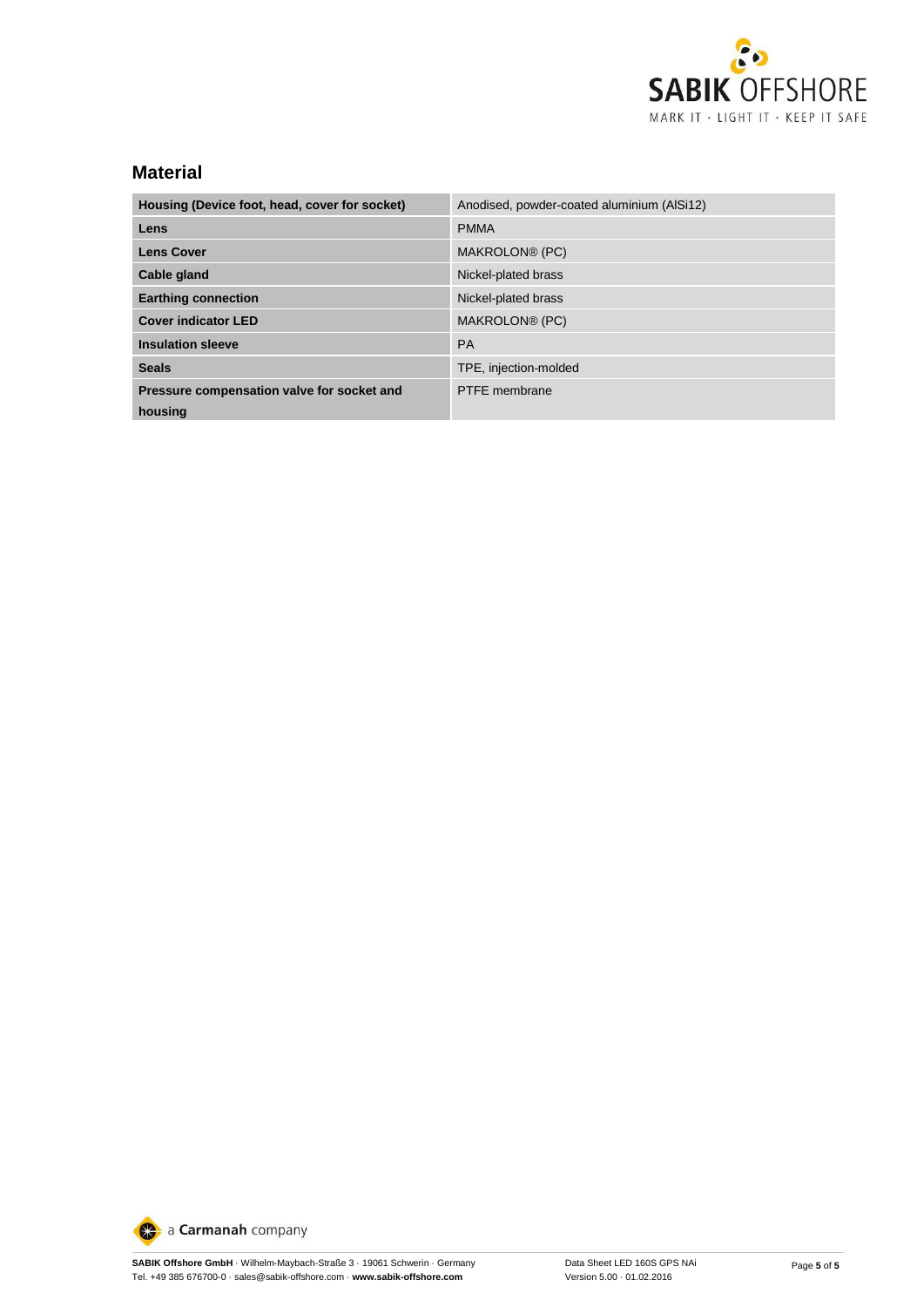## Material

| | |
|---|---|
| **Housing (Device foot, head, cover for socket)** | Anodised, powder-coated aluminium (AlSi12) |
| **Lens** | PMMA |
| **Lens Cover** | MAKROLON® (PC) |
| **Cable gland** | Nickel-plated brass |
| **Earthing connection** | Nickel-plated brass |
| **Cover indicator LED** | MAKROLON® (PC) |
| **Insulation sleeve** | PA |
| **Seals** | TPE, injection-molded |
| **Pressure compensation valve for socket and housing** | PTFE membrane |